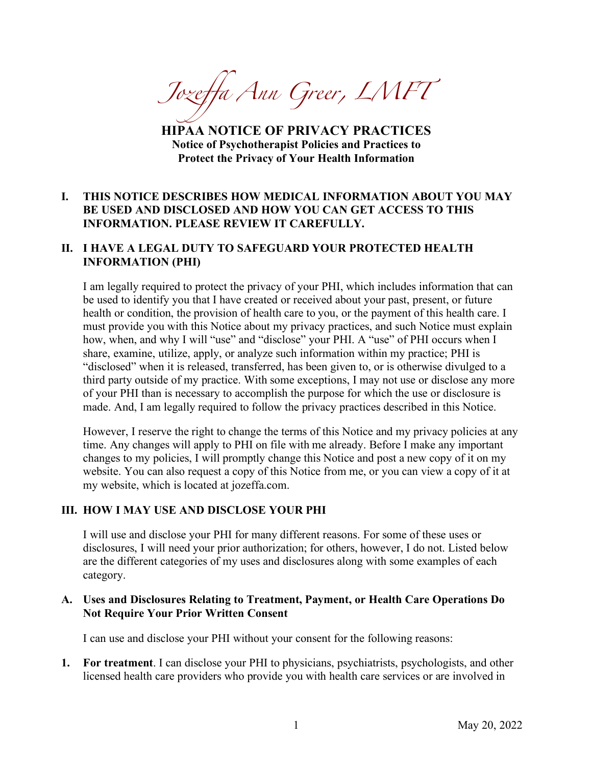# *Jozeffa Ann Greer, LMFT*

## HIPAA NOTICE OF PRIVACY PRACTICES

**Notice of Psychotherapist Policies and Practices to Protect the Privacy of Your Health Information**

### I. THIS NOTICE DESCRIBES HOW MEDICAL INFORMATION ABOUT YOU MAY BE USED AND DISCLOSED AND HOW YOU CAN GET ACCESS TO THIS INFORMATION. PLEASE REVIEW IT CAREFULLY.

### II. I HAVE A LEGAL DUTY TO SAFEGUARD YOUR PROTECTED HEALTH INFORMATION (PHI)

I am legally required to protect the privacy of your PHI, which includes information that can be used to identify you that I have created or received about your past, present, or future health or condition, the provision of health care to you, or the payment of this health care. I must provide you with this Notice about my privacy practices, and such Notice must explain how, when, and why I will "use" and "disclose" your PHI. A "use" of PHI occurs when I share, examine, utilize, apply, or analyze such information within my practice; PHI is "disclosed" when it is released, transferred, has been given to, or is otherwise divulged to a third party outside of my practice. With some exceptions, I may not use or disclose any more of your PHI than is necessary to accomplish the purpose for which the use or disclosure is made. And, I am legally required to follow the privacy practices described in this Notice.

However, I reserve the right to change the terms of this Notice and my privacy policies at any time. Any changes will apply to PHI on file with me already. Before I make any important changes to my policies, I will promptly change this Notice and post a new copy of it on my website. You can also request a copy of this Notice from me, or you can view a copy of it at my website, which is located at jozeffa.com.

### III. HOW I MAY USE AND DISCLOSE YOUR PHI

I will use and disclose your PHI for many different reasons. For some of these uses or disclosures, I will need your prior authorization; for others, however, I do not. Listed below are the different categories of my uses and disclosures along with some examples of each category.

#### A. Uses and Disclosures Relating to Treatment, Payment, or Health Care Operations Do Not Require Your Prior Written Consent

I can use and disclose your PHI without your consent for the following reasons:

1. **For treatment**. I can disclose your PHI to physicians, psychiatrists, psychologists, and other licensed health care providers who provide you with health care services or are involved in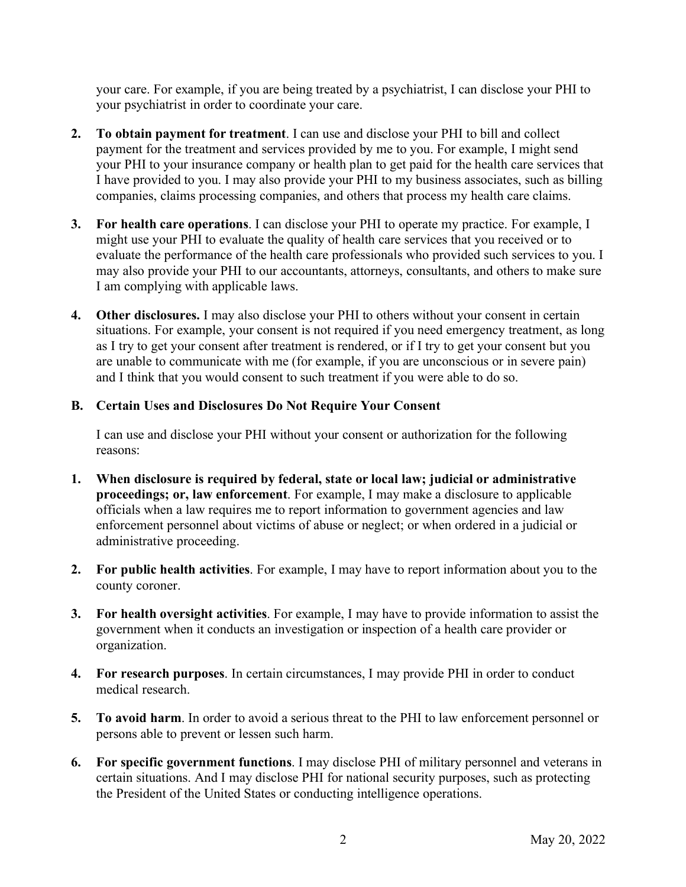your care. For example, if you are being treated by a psychiatrist, I can disclose your PHI to your psychiatrist in order to coordinate your care.

2. **To obtain payment for treatment**. I can use and disclose your PHI to bill and collect payment for the treatment and services provided by me to you. For example, I might send your PHI to your insurance company or health plan to get paid for the health care services that I have provided to you. I may also provide your PHI to my business associates, such as billing companies, claims processing companies, and others that process my health care claims.

3. **For health care operations**. I can disclose your PHI to operate my practice. For example, I might use your PHI to evaluate the quality of health care services that you received or to evaluate the performance of the health care professionals who provided such services to you. I may also provide your PHI to our accountants, attorneys, consultants, and others to make sure I am complying with applicable laws.

4. **Other disclosures.** I may also disclose your PHI to others without your consent in certain situations. For example, your consent is not required if you need emergency treatment, as long as I try to get your consent after treatment is rendered, or if I try to get your consent but you are unable to communicate with me (for example, if you are unconscious or in severe pain) and I think that you would consent to such treatment if you were able to do so.

### B. Certain Uses and Disclosures Do Not Require Your Consent

I can use and disclose your PHI without your consent or authorization for the following reasons:

1. **When disclosure is required by federal, state or local law; judicial or administrative proceedings; or, law enforcement**. For example, I may make a disclosure to applicable officials when a law requires me to report information to government agencies and law enforcement personnel about victims of abuse or neglect; or when ordered in a judicial or administrative proceeding.

2. **For public health activities**. For example, I may have to report information about you to the county coroner.

3. **For health oversight activities**. For example, I may have to provide information to assist the government when it conducts an investigation or inspection of a health care provider or organization.

4. **For research purposes**. In certain circumstances, I may provide PHI in order to conduct medical research.

5. **To avoid harm**. In order to avoid a serious threat to the PHI to law enforcement personnel or persons able to prevent or lessen such harm.

6. **For specific government functions**. I may disclose PHI of military personnel and veterans in certain situations. And I may disclose PHI for national security purposes, such as protecting the President of the United States or conducting intelligence operations.

May 20, 2022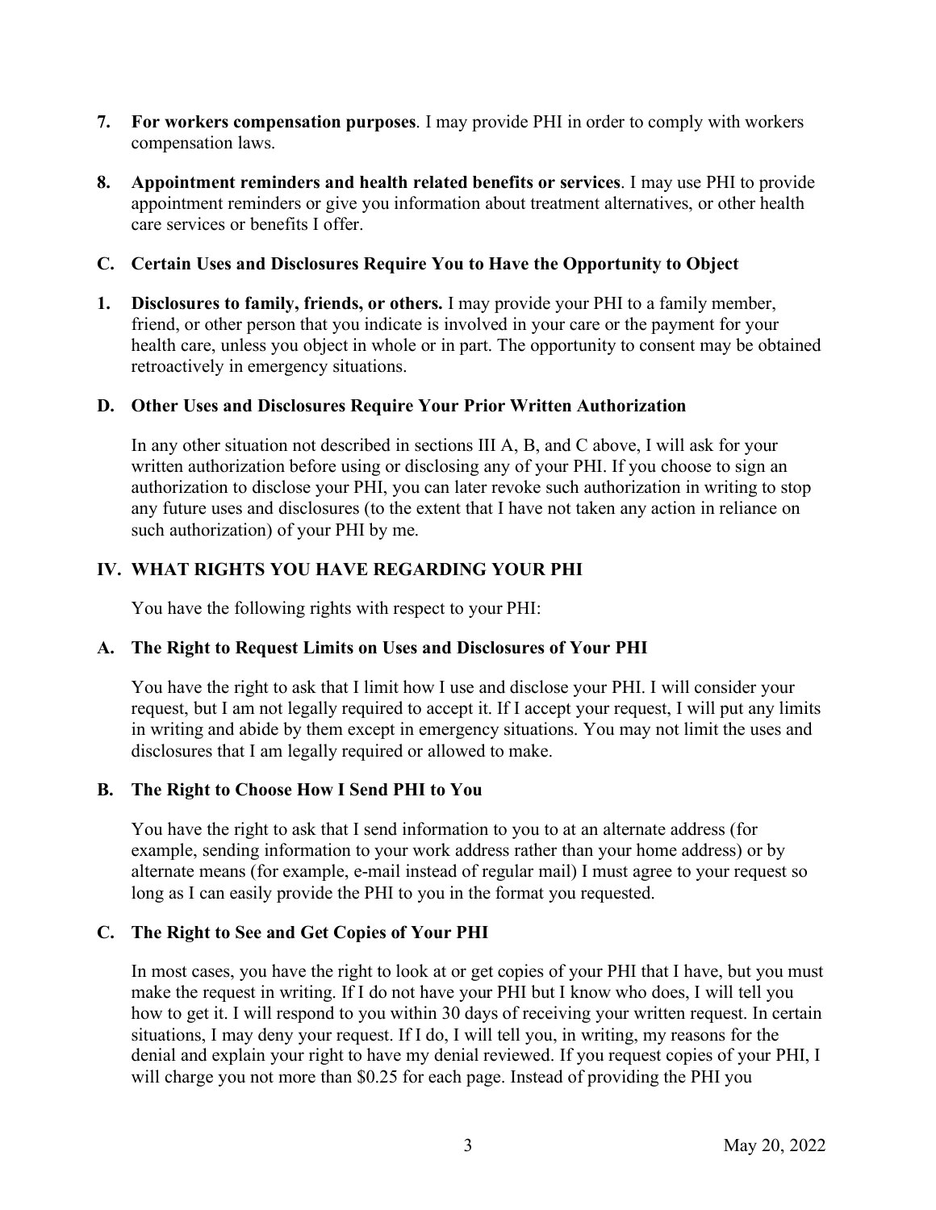7. **For workers compensation purposes**. I may provide PHI in order to comply with workers compensation laws.

8. **Appointment reminders and health related benefits or services**. I may use PHI to provide appointment reminders or give you information about treatment alternatives, or other health care services or benefits I offer.

### C. Certain Uses and Disclosures Require You to Have the Opportunity to Object

1. **Disclosures to family, friends, or others.** I may provide your PHI to a family member, friend, or other person that you indicate is involved in your care or the payment for your health care, unless you object in whole or in part. The opportunity to consent may be obtained retroactively in emergency situations.

### D. Other Uses and Disclosures Require Your Prior Written Authorization

In any other situation not described in sections III A, B, and C above, I will ask for your written authorization before using or disclosing any of your PHI. If you choose to sign an authorization to disclose your PHI, you can later revoke such authorization in writing to stop any future uses and disclosures (to the extent that I have not taken any action in reliance on such authorization) of your PHI by me.

## IV. WHAT RIGHTS YOU HAVE REGARDING YOUR PHI

You have the following rights with respect to your PHI:

### A. The Right to Request Limits on Uses and Disclosures of Your PHI

You have the right to ask that I limit how I use and disclose your PHI. I will consider your request, but I am not legally required to accept it. If I accept your request, I will put any limits in writing and abide by them except in emergency situations. You may not limit the uses and disclosures that I am legally required or allowed to make.

### B. The Right to Choose How I Send PHI to You

You have the right to ask that I send information to you to at an alternate address (for example, sending information to your work address rather than your home address) or by alternate means (for example, e-mail instead of regular mail) I must agree to your request so long as I can easily provide the PHI to you in the format you requested.

### C. The Right to See and Get Copies of Your PHI

In most cases, you have the right to look at or get copies of your PHI that I have, but you must make the request in writing. If I do not have your PHI but I know who does, I will tell you how to get it. I will respond to you within 30 days of receiving your written request. In certain situations, I may deny your request. If I do, I will tell you, in writing, my reasons for the denial and explain your right to have my denial reviewed. If you request copies of your PHI, I will charge you not more than $0.25 for each page. Instead of providing the PHI you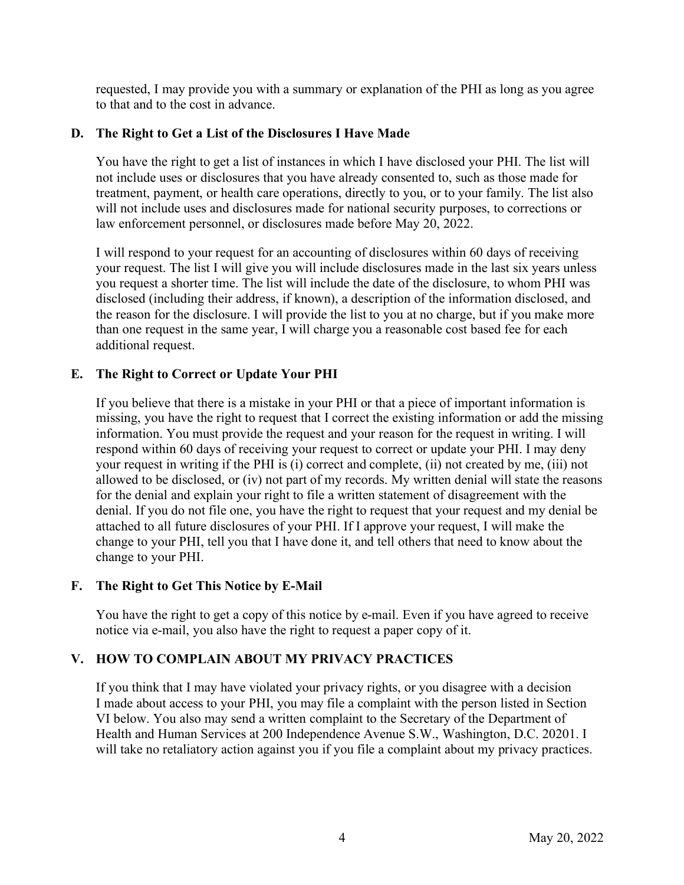requested, I may provide you with a summary or explanation of the PHI as long as you agree to that and to the cost in advance.

### D. The Right to Get a List of the Disclosures I Have Made

You have the right to get a list of instances in which I have disclosed your PHI. The list will not include uses or disclosures that you have already consented to, such as those made for treatment, payment, or health care operations, directly to you, or to your family. The list also will not include uses and disclosures made for national security purposes, to corrections or law enforcement personnel, or disclosures made before May 20, 2022.

I will respond to your request for an accounting of disclosures within 60 days of receiving your request. The list I will give you will include disclosures made in the last six years unless you request a shorter time. The list will include the date of the disclosure, to whom PHI was disclosed (including their address, if known), a description of the information disclosed, and the reason for the disclosure. I will provide the list to you at no charge, but if you make more than one request in the same year, I will charge you a reasonable cost based fee for each additional request.

### E. The Right to Correct or Update Your PHI

If you believe that there is a mistake in your PHI or that a piece of important information is missing, you have the right to request that I correct the existing information or add the missing information. You must provide the request and your reason for the request in writing. I will respond within 60 days of receiving your request to correct or update your PHI. I may deny your request in writing if the PHI is (i) correct and complete, (ii) not created by me, (iii) not allowed to be disclosed, or (iv) not part of my records. My written denial will state the reasons for the denial and explain your right to file a written statement of disagreement with the denial. If you do not file one, you have the right to request that your request and my denial be attached to all future disclosures of your PHI. If I approve your request, I will make the change to your PHI, tell you that I have done it, and tell others that need to know about the change to your PHI.

### F. The Right to Get This Notice by E-Mail

You have the right to get a copy of this notice by e-mail. Even if you have agreed to receive notice via e-mail, you also have the right to request a paper copy of it.

## V. HOW TO COMPLAIN ABOUT MY PRIVACY PRACTICES

If you think that I may have violated your privacy rights, or you disagree with a decision I made about access to your PHI, you may file a complaint with the person listed in Section VI below. You also may send a written complaint to the Secretary of the Department of Health and Human Services at 200 Independence Avenue S.W., Washington, D.C. 20201. I will take no retaliatory action against you if you file a complaint about my privacy practices.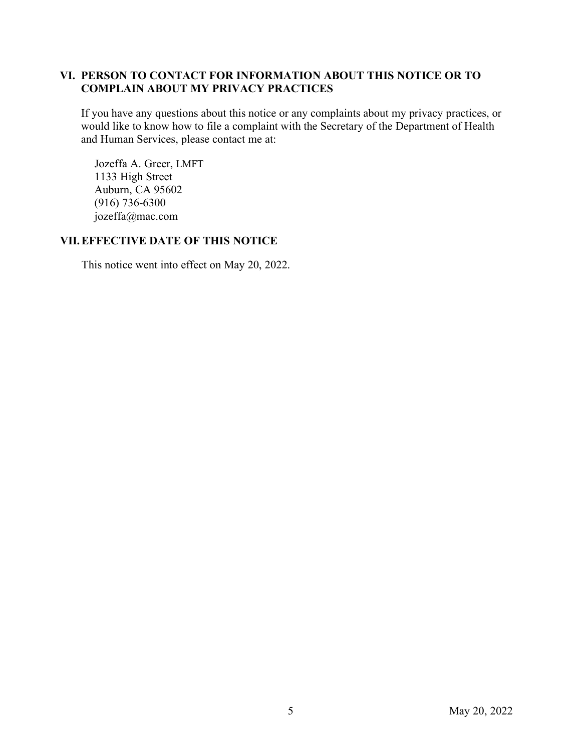## VI. PERSON TO CONTACT FOR INFORMATION ABOUT THIS NOTICE OR TO COMPLAIN ABOUT MY PRIVACY PRACTICES

If you have any questions about this notice or any complaints about my privacy practices, or would like to know how to file a complaint with the Secretary of the Department of Health and Human Services, please contact me at:

Jozeffa A. Greer, LMFT
1133 High Street
Auburn, CA 95602
(916) 736-6300
jozeffa@mac.com

## VII. EFFECTIVE DATE OF THIS NOTICE

This notice went into effect on May 20, 2022.